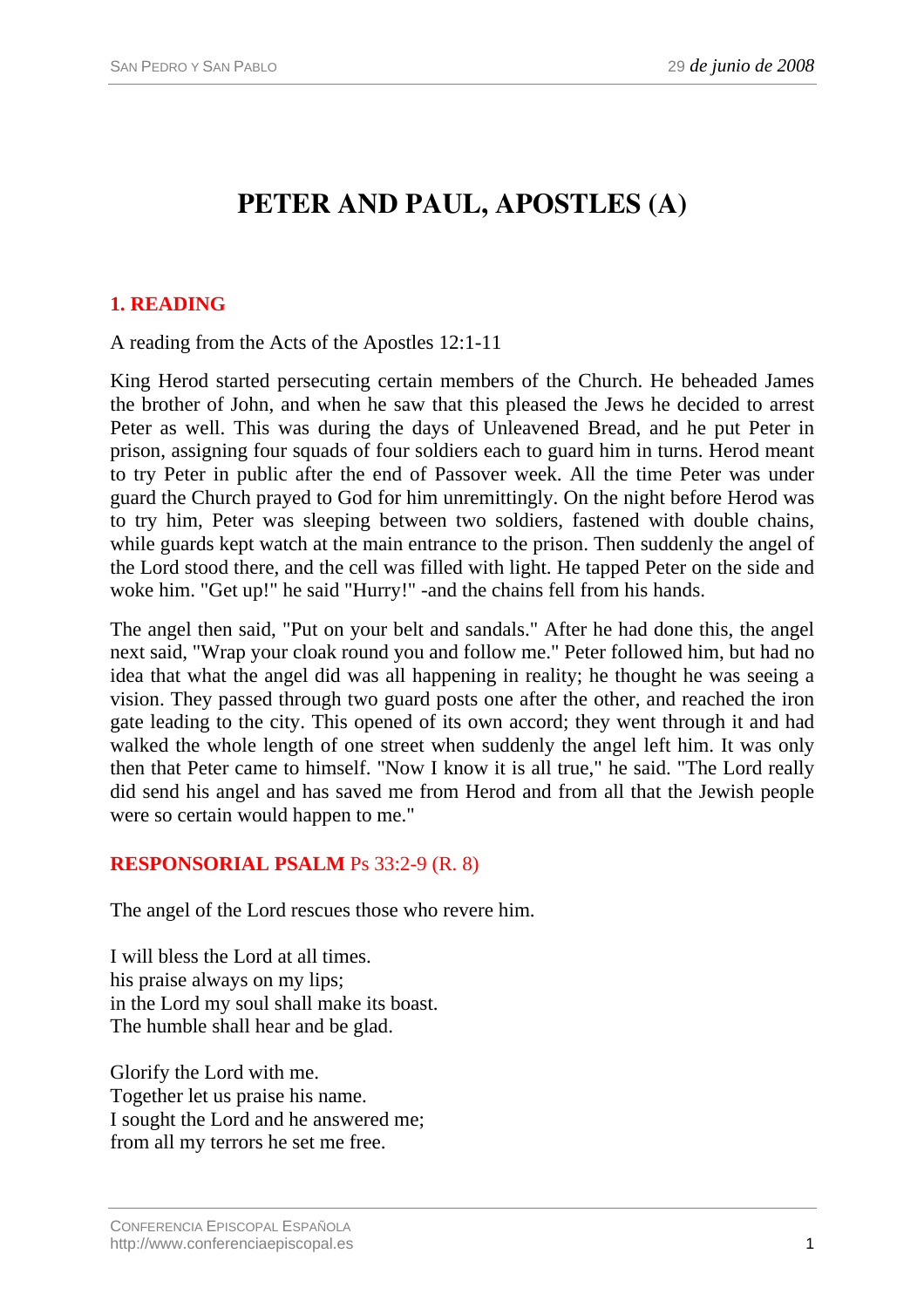# PETER AND PAUL, APOSTLES (A)

## 1. READING

A reading from the Acts of the Apostles 12:1-11

King Herod started persecuting certain members of the Church. He beheaded James the brother of John, and when he saw that this pleased the Jews he decided to arrest Peter as well. This was during the days of Unleavened Bread, and he put Peter in prison, assigning four squads of four soldiers each to guard him in turns. Herod meant to try Peter in public after the end of Passover week. All the time Peter was under guard the Church prayed to God for him unremittingly. On the night before Herod was to try him, Peter was sleeping between two soldiers, fastened with double chains, while guards kept watch at the main entrance to the prison. Then suddenly the angel of the Lord stood there, and the cell was filled with light. He tapped Peter on the side and woke him. "Get up!" he said "Hurry!" -and the chains fell from his hands.

The angel then said, "Put on your belt and sandals." After he had done this, the angel next said, "Wrap your cloak round you and follow me." Peter followed him, but had no idea that what the angel did was all happening in reality; he thought he was seeing a vision. They passed through two guard posts one after the other, and reached the iron gate leading to the city. This opened of its own accord; they went through it and had walked the whole length of one street when suddenly the angel left him. It was only then that Peter came to himself. "Now I know it is all true," he said. "The Lord really did send his angel and has saved me from Herod and from all that the Jewish people were so certain would happen to me."

## RESPONSORIAL PSALM Ps 33:2-9 (R. 8)

The angel of the Lord rescues those who revere him.

I will bless the Lord at all times.  
his praise always on my lips;  
in the Lord my soul shall make its boast.  
The humble shall hear and be glad.

Glorify the Lord with me.  
Together let us praise his name.  
I sought the Lord and he answered me;  
from all my terrors he set me free.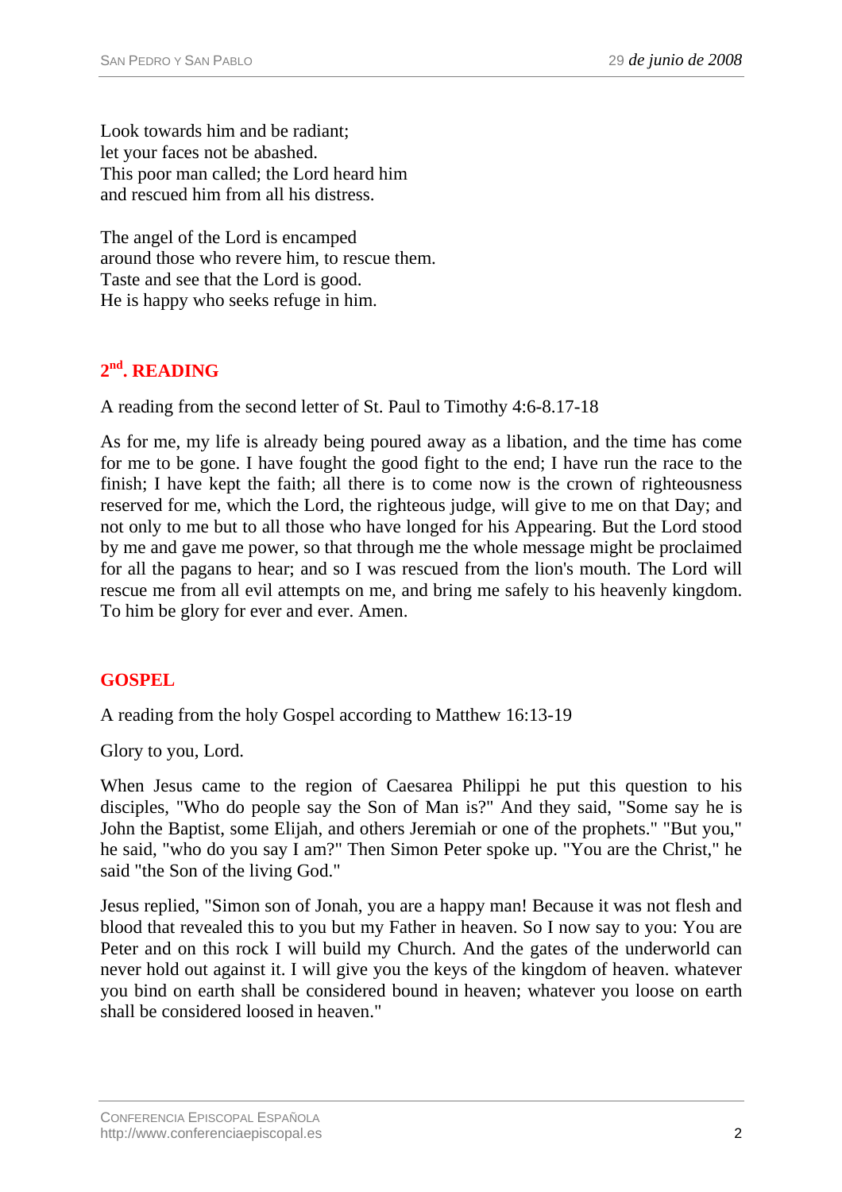Look towards him and be radiant;
let your faces not be abashed.
This poor man called; the Lord heard him
and rescued him from all his distress.

The angel of the Lord is encamped
around those who revere him, to rescue them.
Taste and see that the Lord is good.
He is happy who seeks refuge in him.

## 2nd. READING

A reading from the second letter of St. Paul to Timothy 4:6-8.17-18

As for me, my life is already being poured away as a libation, and the time has come for me to be gone. I have fought the good fight to the end; I have run the race to the finish; I have kept the faith; all there is to come now is the crown of righteousness reserved for me, which the Lord, the righteous judge, will give to me on that Day; and not only to me but to all those who have longed for his Appearing. But the Lord stood by me and gave me power, so that through me the whole message might be proclaimed for all the pagans to hear; and so I was rescued from the lion's mouth. The Lord will rescue me from all evil attempts on me, and bring me safely to his heavenly kingdom. To him be glory for ever and ever. Amen.

## GOSPEL

A reading from the holy Gospel according to Matthew 16:13-19

Glory to you, Lord.

When Jesus came to the region of Caesarea Philippi he put this question to his disciples, "Who do people say the Son of Man is?" And they said, "Some say he is John the Baptist, some Elijah, and others Jeremiah or one of the prophets." "But you," he said, "who do you say I am?" Then Simon Peter spoke up. "You are the Christ," he said "the Son of the living God."

Jesus replied, "Simon son of Jonah, you are a happy man! Because it was not flesh and blood that revealed this to you but my Father in heaven. So I now say to you: You are Peter and on this rock I will build my Church. And the gates of the underworld can never hold out against it. I will give you the keys of the kingdom of heaven. whatever you bind on earth shall be considered bound in heaven; whatever you loose on earth shall be considered loosed in heaven."